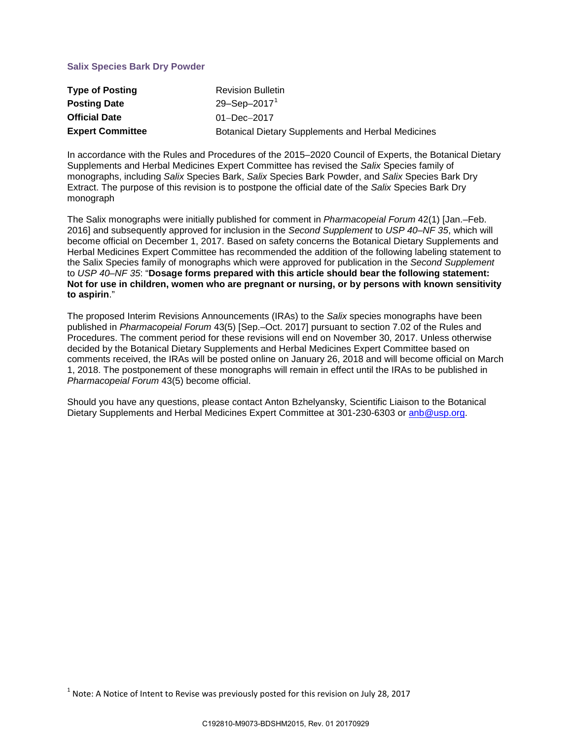**Salix Species Bark Dry Powder**

| | |
|---|---|
| **Type of Posting** | Revision Bulletin |
| **Posting Date** | 29–Sep–2017[1] |
| **Official Date** | 01–Dec–2017 |
| **Expert Committee** | Botanical Dietary Supplements and Herbal Medicines |

In accordance with the Rules and Procedures of the 2015–2020 Council of Experts, the Botanical Dietary Supplements and Herbal Medicines Expert Committee has revised the *Salix* Species family of monographs, including *Salix* Species Bark, *Salix* Species Bark Powder, and *Salix* Species Bark Dry Extract. The purpose of this revision is to postpone the official date of the *Salix* Species Bark Dry monograph

The Salix monographs were initially published for comment in *Pharmacopeial Forum* 42(1) [Jan.–Feb. 2016] and subsequently approved for inclusion in the *Second Supplement* to *USP 40–NF 35*, which will become official on December 1, 2017. Based on safety concerns the Botanical Dietary Supplements and Herbal Medicines Expert Committee has recommended the addition of the following labeling statement to the Salix Species family of monographs which were approved for publication in the *Second Supplement* to *USP 40–NF 35*: "**Dosage forms prepared with this article should bear the following statement: Not for use in children, women who are pregnant or nursing, or by persons with known sensitivity to aspirin**."

The proposed Interim Revisions Announcements (IRAs) to the *Salix* species monographs have been published in *Pharmacopeial Forum* 43(5) [Sep.–Oct. 2017] pursuant to section 7.02 of the Rules and Procedures. The comment period for these revisions will end on November 30, 2017. Unless otherwise decided by the Botanical Dietary Supplements and Herbal Medicines Expert Committee based on comments received, the IRAs will be posted online on January 26, 2018 and will become official on March 1, 2018. The postponement of these monographs will remain in effect until the IRAs to be published in *Pharmacopeial Forum* 43(5) become official.

Should you have any questions, please contact Anton Bzhelyansky, Scientific Liaison to the Botanical Dietary Supplements and Herbal Medicines Expert Committee at 301-230-6303 or anb@usp.org.

[1] Note: A Notice of Intent to Revise was previously posted for this revision on July 28, 2017

C192810-M9073-BDSHM2015, Rev. 01 20170929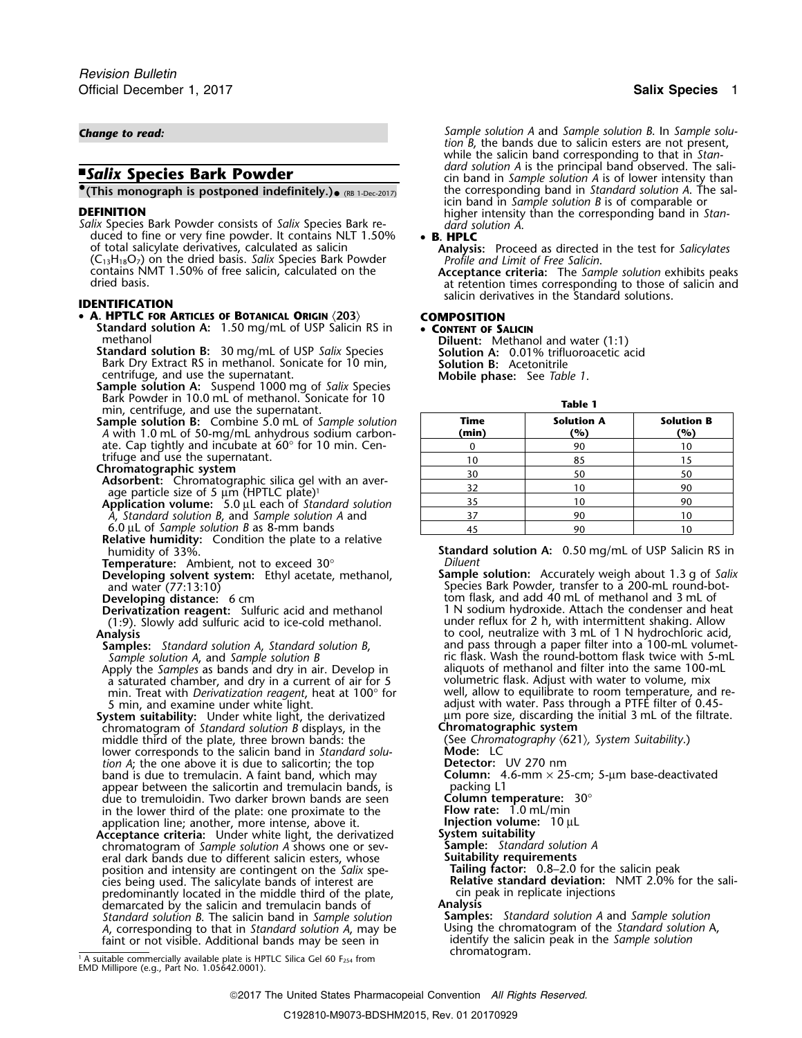*Change to read:*

# ■*Salix* Species Bark Powder

**•(This monograph is postponed indefinitely.)•** (RB 1-Dec-2017)

**DEFINITION**

*Salix* Species Bark Powder consists of *Salix* Species Bark reduced to fine or very fine powder. It contains NLT 1.50% of total salicylate derivatives, calculated as salicin ($C_{13}H_{18}O_7$) on the dried basis. *Salix* Species Bark Powder contains NMT 1.50% of free salicin, calculated on the dried basis.

**IDENTIFICATION**

- **A. HPTLC for Articles of Botanical Origin 〈203〉**

  **Standard solution A:** 1.50 mg/mL of USP Salicin RS in methanol

  **Standard solution B:** 30 mg/mL of USP *Salix* Species Bark Dry Extract RS in methanol. Sonicate for 10 min, centrifuge, and use the supernatant.

  **Sample solution A:** Suspend 1000 mg of *Salix* Species Bark Powder in 10.0 mL of methanol. Sonicate for 10 min, centrifuge, and use the supernatant.

  **Sample solution B:** Combine 5.0 mL of *Sample solution A* with 1.0 mL of 50-mg/mL anhydrous sodium carbonate. Cap tightly and incubate at 60° for 10 min. Centrifuge and use the supernatant.

  **Chromatographic system**

  **Adsorbent:** Chromatographic silica gel with an average particle size of 5 µm (HPTLC plate)[1]

  **Application volume:** 5.0 µL each of *Standard solution A*, *Standard solution B*, and *Sample solution A* and 6.0 µL of *Sample solution B* as 8-mm bands

  **Relative humidity:** Condition the plate to a relative humidity of 33%.

  **Temperature:** Ambient, not to exceed 30°

  **Developing solvent system:** Ethyl acetate, methanol, and water (77:13:10)

  **Developing distance:** 6 cm

  **Derivatization reagent:** Sulfuric acid and methanol (1:9). Slowly add sulfuric acid to ice-cold methanol.

  **Analysis**

  **Samples:** *Standard solution A*, *Standard solution B*, *Sample solution A*, and *Sample solution B*

  Apply the *Samples* as bands and dry in air. Develop in a saturated chamber, and dry in a current of air for 5 min. Treat with *Derivatization reagent*, heat at 100° for 5 min, and examine under white light.

  **System suitability:** Under white light, the derivatized chromatogram of *Standard solution B* displays, in the middle third of the plate, three brown bands: the lower corresponds to the salicin band in *Standard solution A*; the one above it is due to salicortin; the top band is due to tremulacin. A faint band, which may appear between the salicortin and tremulacin bands, is due to tremuloidin. Two darker brown bands are seen in the lower third of the plate: one proximate to the application line; another, more intense, above it.

  **Acceptance criteria:** Under white light, the derivatized chromatogram of *Sample solution A* shows one or several dark bands due to different salicin esters, whose position and intensity are contingent on the *Salix* species being used. The salicylate bands of interest are predominantly located in the middle third of the plate, demarcated by the salicin and tremulacin bands of *Standard solution B*. The salicin band in *Sample solution A*, corresponding to that in *Standard solution A*, may be faint or not visible. Additional bands may be seen in *Sample solution A* and *Sample solution B*. In *Sample solution B*, the bands due to salicin esters are not present, while the salicin band corresponding to that in *Standard solution A* is the principal band observed. The salicin band in *Sample solution A* is of lower intensity than the corresponding band in *Standard solution A*. The salicin band in *Sample solution B* is of comparable or higher intensity than the corresponding band in *Standard solution A*.

- **B. HPLC**

  **Analysis:** Proceed as directed in the test for *Salicylates Profile and Limit of Free Salicin*.

  **Acceptance criteria:** The *Sample solution* exhibits peaks at retention times corresponding to those of salicin and salicin derivatives in the Standard solutions.

**COMPOSITION**

- **Content of Salicin**

  **Diluent:** Methanol and water (1:1)

  **Solution A:** 0.01% trifluoroacetic acid

  **Solution B:** Acetonitrile

  **Mobile phase:** See *Table 1*.

**Table 1**

| Time (min) | Solution A (%) | Solution B (%) |
|---|---|---|
| 0 | 90 | 10 |
| 10 | 85 | 15 |
| 30 | 50 | 50 |
| 32 | 10 | 90 |
| 35 | 10 | 90 |
| 37 | 90 | 10 |
| 45 | 90 | 10 |

  **Standard solution A:** 0.50 mg/mL of USP Salicin RS in *Diluent*

  **Sample solution:** Accurately weigh about 1.3 g of *Salix* Species Bark Powder, transfer to a 200-mL round-bottom flask, and add 40 mL of methanol and 3 mL of 1 N sodium hydroxide. Attach the condenser and heat under reflux for 2 h, with intermittent shaking. Allow to cool, neutralize with 3 mL of 1 N hydrochloric acid, and pass through a paper filter into a 100-mL volumetric flask. Wash the round-bottom flask twice with 5-mL aliquots of methanol and filter into the same 100-mL volumetric flask. Adjust with water to volume, mix well, allow to equilibrate to room temperature, and readjust with water. Pass through a PTFE filter of 0.45-µm pore size, discarding the initial 3 mL of the filtrate.

  **Chromatographic system**

  (See *Chromatography* 〈621〉*, System Suitability*.)

  **Mode:** LC

  **Detector:** UV 270 nm

  **Column:** 4.6-mm × 25-cm; 5-µm base-deactivated packing L1

  **Column temperature:** 30°

  **Flow rate:** 1.0 mL/min

  **Injection volume:** 10 µL

  **System suitability**

  **Sample:** *Standard solution A*

  **Suitability requirements**

  **Tailing factor:** 0.8–2.0 for the salicin peak

  **Relative standard deviation:** NMT 2.0% for the salicin peak in replicate injections

  **Analysis**

  **Samples:** *Standard solution A* and *Sample solution*

  Using the chromatogram of the *Standard solution* A, identify the salicin peak in the *Sample solution* chromatogram.

---

[1] A suitable commercially available plate is HPTLC Silica Gel 60 $F_{254}$ from EMD Millipore (e.g., Part No. 1.05642.0001).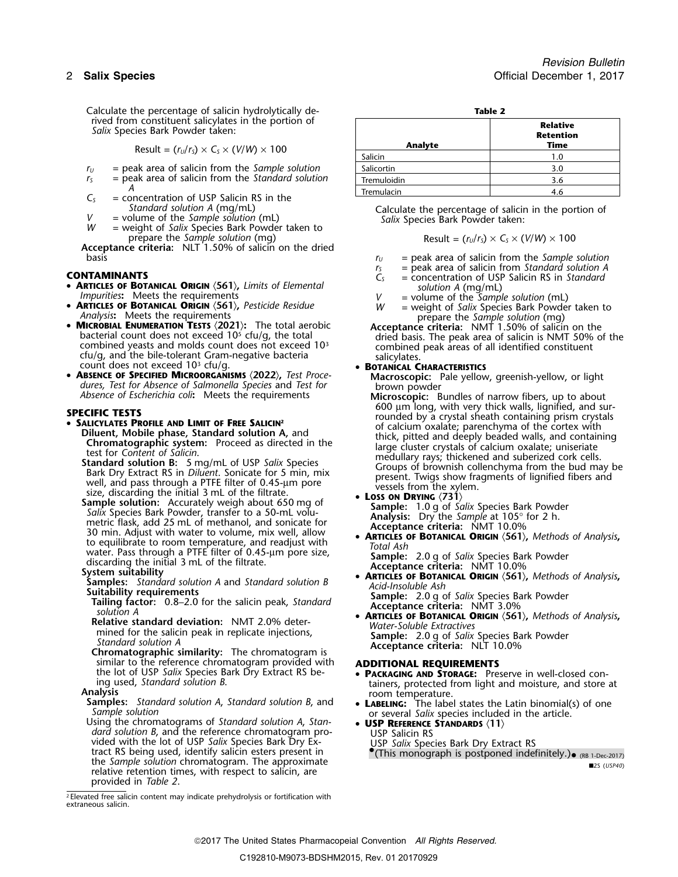Calculate the percentage of salicin hydrolytically derived from constituent salicylates in the portion of *Salix* Species Bark Powder taken:

$$\text{Result} = (r_U/r_S) \times C_S \times (V/W) \times 100$$

$r_U$ = peak area of salicin from the *Sample solution*
$r_S$ = peak area of salicin from the *Standard solution A*
$C_S$ = concentration of USP Salicin RS in the *Standard solution A* (mg/mL)
$V$ = volume of the *Sample solution* (mL)
$W$ = weight of *Salix* Species Bark Powder taken to prepare the *Sample solution* (mg)

**Acceptance criteria:** NLT 1.50% of salicin on the dried basis

## CONTAMINANTS

- **Articles of Botanical Origin** ⟨561⟩**,** *Limits of Elemental Impurities***:** Meets the requirements
- **Articles of Botanical Origin** ⟨561⟩**,** *Pesticide Residue Analysis***:** Meets the requirements
- **Microbial Enumeration Tests** ⟨2021⟩**:** The total aerobic bacterial count does not exceed $10^5$ cfu/g, the total combined yeasts and molds count does not exceed $10^3$ cfu/g, and the bile-tolerant Gram-negative bacteria count does not exceed $10^3$ cfu/g.
- **Absence of Specified Microorganisms** ⟨2022⟩**,** *Test Procedures, Test for Absence of Salmonella Species* and *Test for Absence of Escherichia coli***:** Meets the requirements

## SPECIFIC TESTS

- **Salicylates Profile and Limit of Free Salicin**[2]

**Diluent, Mobile phase, Standard solution A,** and **Chromatographic system:** Proceed as directed in the test for *Content of Salicin*.

**Standard solution B:** 5 mg/mL of USP *Salix* Species Bark Dry Extract RS in *Diluent*. Sonicate for 5 min, mix well, and pass through a PTFE filter of 0.45-µm pore size, discarding the initial 3 mL of the filtrate.

**Sample solution:** Accurately weigh about 650 mg of *Salix* Species Bark Powder, transfer to a 50-mL volumetric flask, add 25 mL of methanol, and sonicate for 30 min. Adjust with water to volume, mix well, allow to equilibrate to room temperature, and readjust with water. Pass through a PTFE filter of 0.45-µm pore size, discarding the initial 3 mL of the filtrate.

**System suitability**

**Samples:** *Standard solution A* and *Standard solution B*

**Suitability requirements**

**Tailing factor:** 0.8–2.0 for the salicin peak, *Standard solution A*

**Relative standard deviation:** NMT 2.0% determined for the salicin peak in replicate injections, *Standard solution A*

**Chromatographic similarity:** The chromatogram is similar to the reference chromatogram provided with the lot of USP *Salix* Species Bark Dry Extract RS being used, *Standard solution B.*

**Analysis**

**Samples:** *Standard solution A*, *Standard solution B*, and *Sample solution*

Using the chromatograms of *Standard solution A*, *Standard solution B*, and the reference chromatogram provided with the lot of USP *Salix* Species Bark Dry Extract RS being used, identify salicin esters present in the *Sample solution* chromatogram. The approximate relative retention times, with respect to salicin, are provided in *Table 2*.

**Table 2**

| Analyte | Relative Retention Time |
|---|---|
| Salicin | 1.0 |
| Salicortin | 3.0 |
| Tremuloidin | 3.6 |
| Tremulacin | 4.6 |

Calculate the percentage of salicin in the portion of *Salix* Species Bark Powder taken:

$$\text{Result} = (r_U/r_S) \times C_S \times (V/W) \times 100$$

$r_U$ = peak area of salicin from the *Sample solution*
$r_S$ = peak area of salicin from *Standard solution A*
$C_S$ = concentration of USP Salicin RS in *Standard solution A* (mg/mL)
$V$ = volume of the *Sample solution* (mL)
$W$ = weight of *Salix* Species Bark Powder taken to prepare the *Sample solution* (mg)

**Acceptance criteria:** NMT 1.50% of salicin on the dried basis. The peak area of salicin is NMT 50% of the combined peak areas of all identified constituent salicylates.

- **Botanical Characteristics**

**Macroscopic:** Pale yellow, greenish-yellow, or light brown powder

**Microscopic:** Bundles of narrow fibers, up to about 600 µm long, with very thick walls, lignified, and surrounded by a crystal sheath containing prism crystals of calcium oxalate; parenchyma of the cortex with thick, pitted and deeply beaded walls, and containing large cluster crystals of calcium oxalate; uniseriate medullary rays; thickened and suberized cork cells. Groups of brownish collenchyma from the bud may be present. Twigs show fragments of lignified fibers and vessels from the xylem.

- **Loss on Drying** ⟨731⟩

**Sample:** 1.0 g of *Salix* Species Bark Powder

**Analysis:** Dry the *Sample* at 105° for 2 h.

**Acceptance criteria:** NMT 10.0%

- **Articles of Botanical Origin** ⟨561⟩**,** *Methods of Analysis, Total Ash*

**Sample:** 2.0 g of *Salix* Species Bark Powder

**Acceptance criteria:** NMT 10.0%

- **Articles of Botanical Origin** ⟨561⟩**,** *Methods of Analysis, Acid-Insoluble Ash*

**Sample:** 2.0 g of *Salix* Species Bark Powder

**Acceptance criteria:** NMT 3.0%

- **Articles of Botanical Origin** ⟨561⟩**,** *Methods of Analysis, Water-Soluble Extractives*

**Sample:** 2.0 g of *Salix* Species Bark Powder

**Acceptance criteria:** NLT 10.0%

## ADDITIONAL REQUIREMENTS

- **Packaging and Storage:** Preserve in well-closed containers, protected from light and moisture, and store at room temperature.
- **Labeling:** The label states the Latin binomial(s) of one or several *Salix* species included in the article.
- **USP Reference Standards** ⟨11⟩

USP Salicin RS
USP *Salix* Species Bark Dry Extract RS
•(This monograph is postponed indefinitely.)• (RB 1-Dec-2017)

■2S (USP40)

[2] Elevated free salicin content may indicate prehydrolysis or fortification with extraneous salicin.